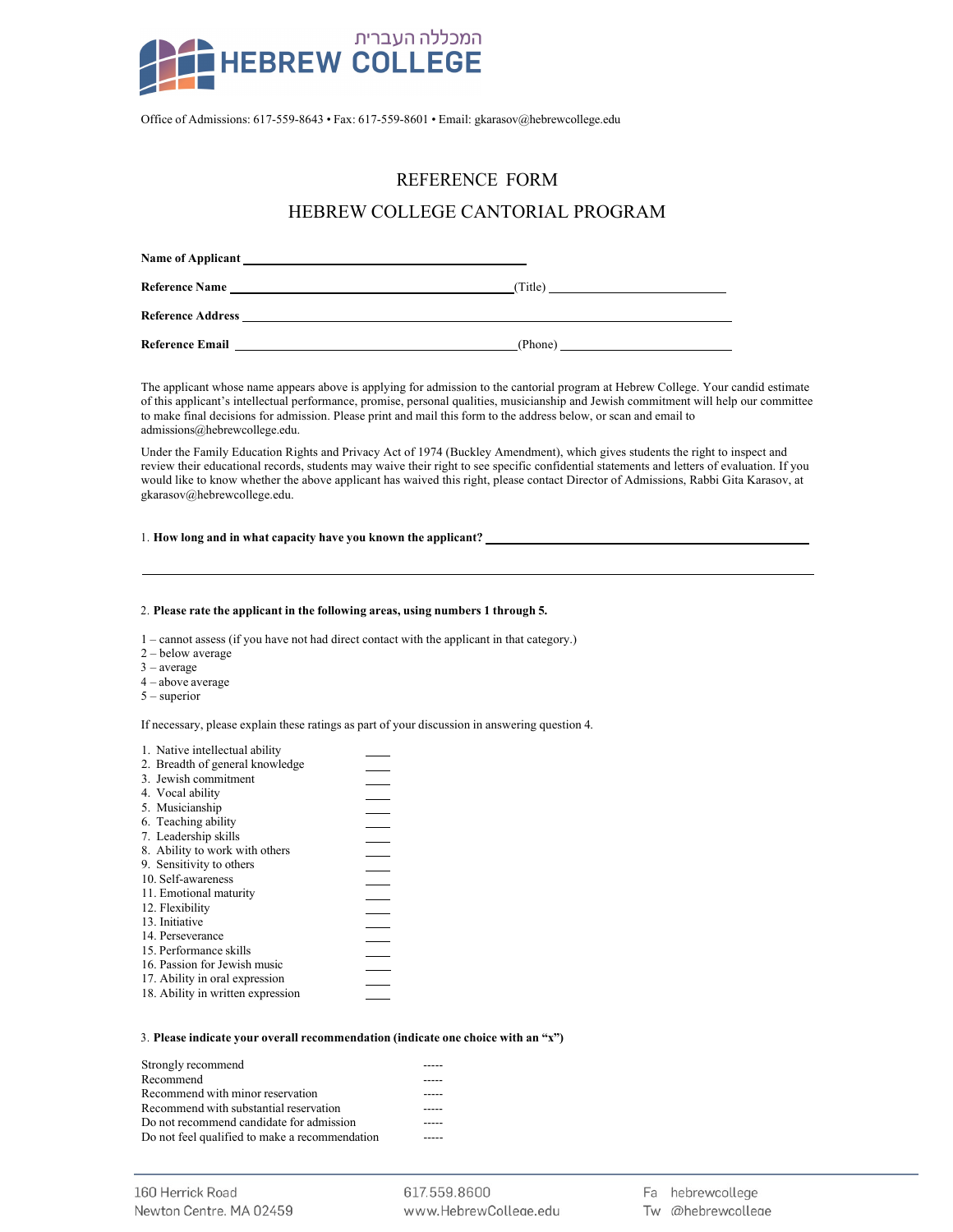המכללה העברית
HEBREW COLLEGE

Office of Admissions: 617-559-8643 • Fax: 617-559-8601 • Email: gkarasov@hebrewcollege.edu

# REFERENCE FORM

## HEBREW COLLEGE CANTORIAL PROGRAM

**Name of Applicant** ____________________________________________

**Reference Name** ____________________________________________ (Title) ______________________________

**Reference Address** ____________________________________________________________________________

**Reference Email** ____________________________________________ (Phone) ______________________________

The applicant whose name appears above is applying for admission to the cantorial program at Hebrew College. Your candid estimate of this applicant's intellectual performance, promise, personal qualities, musicianship and Jewish commitment will help our committee to make final decisions for admission. Please print and mail this form to the address below, or scan and email to admissions@hebrewcollege.edu.

Under the Family Education Rights and Privacy Act of 1974 (Buckley Amendment), which gives students the right to inspect and review their educational records, students may waive their right to see specific confidential statements and letters of evaluation. If you would like to know whether the above applicant has waived this right, please contact Director of Admissions, Rabbi Gita Karasov, at gkarasov@hebrewcollege.edu.

1. **How long and in what capacity have you known the applicant?** ____________________________________________

______________________________________________________________________________________________

2. **Please rate the applicant in the following areas, using numbers 1 through 5.**

1 – cannot assess (if you have not had direct contact with the applicant in that category.)
2 – below average
3 – average
4 – above average
5 – superior

If necessary, please explain these ratings as part of your discussion in answering question 4.

1. Native intellectual ability ____
2. Breadth of general knowledge ____
3. Jewish commitment ____
4. Vocal ability ____
5. Musicianship ____
6. Teaching ability ____
7. Leadership skills ____
8. Ability to work with others ____
9. Sensitivity to others ____
10. Self-awareness ____
11. Emotional maturity ____
12. Flexibility ____
13. Initiative ____
14. Perseverance ____
15. Performance skills ____
16. Passion for Jewish music ____
17. Ability in oral expression ____
18. Ability in written expression ____

3. **Please indicate your overall recommendation (indicate one choice with an "x")**

Strongly recommend -----
Recommend -----
Recommend with minor reservation -----
Recommend with substantial reservation -----
Do not recommend candidate for admission -----
Do not feel qualified to make a recommendation -----

160 Herrick Road
Newton Centre, MA 02459

617.559.8600
www.HebrewCollege.edu

Fa hebrewcollege
Tw @hebrewcollege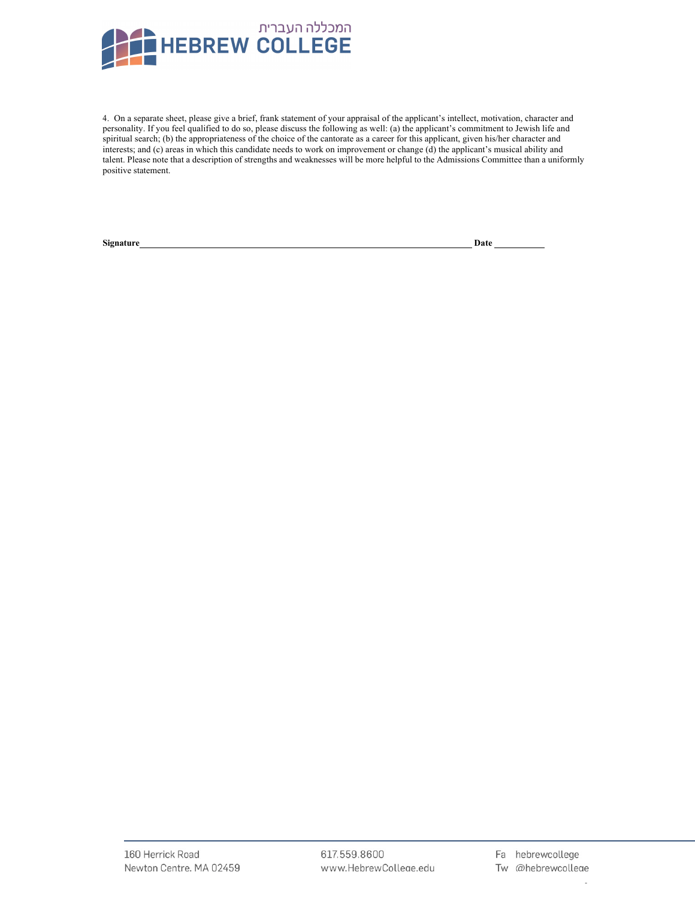4. On a separate sheet, please give a brief, frank statement of your appraisal of the applicant's intellect, motivation, character and personality. If you feel qualified to do so, please discuss the following as well: (a) the applicant's commitment to Jewish life and spiritual search; (b) the appropriateness of the choice of the cantorate as a career for this applicant, given his/her character and interests; and (c) areas in which this candidate needs to work on improvement or change (d) the applicant's musical ability and talent. Please note that a description of strengths and weaknesses will be more helpful to the Admissions Committee than a uniformly positive statement.

**Signature**\_\_\_\_\_\_\_\_\_\_\_\_\_\_\_\_\_\_\_\_\_\_\_\_\_\_\_\_\_\_\_\_\_\_\_\_\_\_\_\_\_\_\_\_\_\_\_\_\_\_\_\_\_\_ **Date** \_\_\_\_\_\_\_\_\_\_